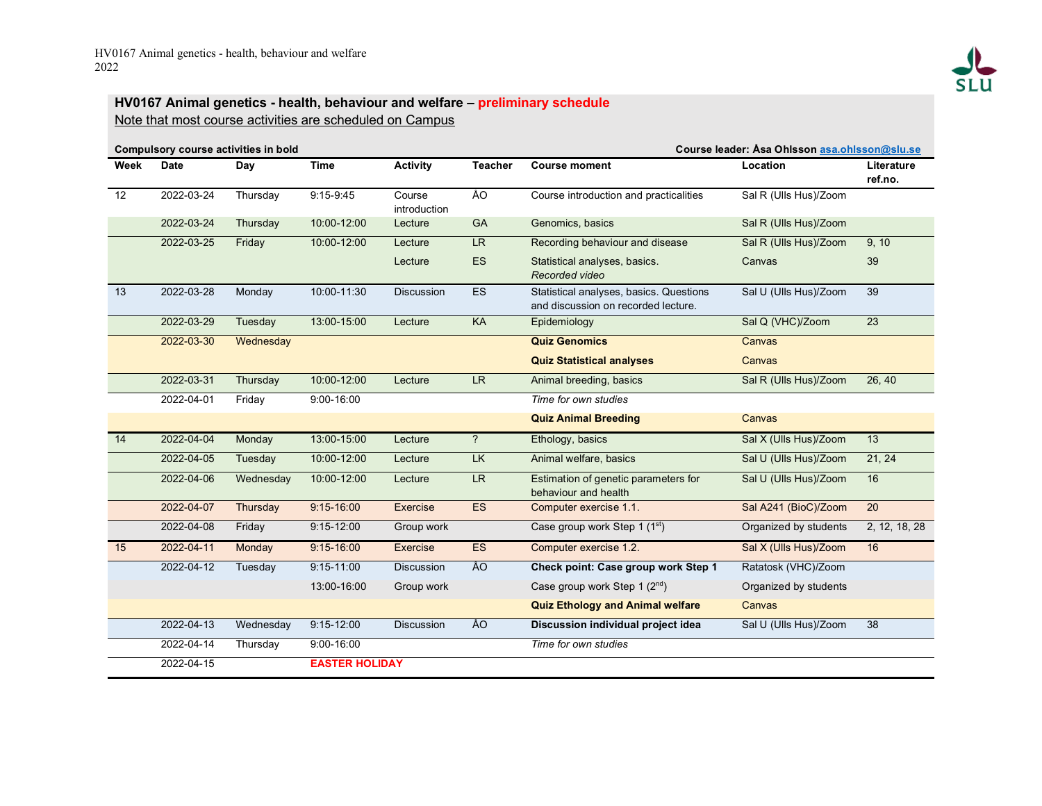## HV0167 Animal genetics - health, behaviour and welfare – preliminary schedule

Note that most course activities are scheduled on Campus

**Compulsory course activities in bold**

**Course leader: Åsa Ohlsson asa.ohlsson@slu.se**

| Week | Date | Day | Time | Activity | Teacher | Course moment | Location | Literature ref.no. |
|---|---|---|---|---|---|---|---|---|
| 12 | 2022-03-24 | Thursday | 9:15-9:45 | Course introduction | ÅO | Course introduction and practicalities | Sal R (Ulls Hus)/Zoom | |
| | 2022-03-24 | Thursday | 10:00-12:00 | Lecture | GA | Genomics, basics | Sal R (Ulls Hus)/Zoom | |
| | 2022-03-25 | Friday | 10:00-12:00 | Lecture | LR | Recording behaviour and disease | Sal R (Ulls Hus)/Zoom | 9, 10 |
| | | | | Lecture | ES | Statistical analyses, basics. *Recorded video* | Canvas | 39 |
| 13 | 2022-03-28 | Monday | 10:00-11:30 | Discussion | ES | Statistical analyses, basics. Questions and discussion on recorded lecture. | Sal U (Ulls Hus)/Zoom | 39 |
| | 2022-03-29 | Tuesday | 13:00-15:00 | Lecture | KA | Epidemiology | Sal Q (VHC)/Zoom | 23 |
| | 2022-03-30 | Wednesday | | | | **Quiz Genomics** | Canvas | |
| | | | | | | **Quiz Statistical analyses** | Canvas | |
| | 2022-03-31 | Thursday | 10:00-12:00 | Lecture | LR | Animal breeding, basics | Sal R (Ulls Hus)/Zoom | 26, 40 |
| | 2022-04-01 | Friday | 9:00-16:00 | | | *Time for own studies* | | |
| | | | | | | **Quiz Animal Breeding** | Canvas | |
| 14 | 2022-04-04 | Monday | 13:00-15:00 | Lecture | ? | Ethology, basics | Sal X (Ulls Hus)/Zoom | 13 |
| | 2022-04-05 | Tuesday | 10:00-12:00 | Lecture | LK | Animal welfare, basics | Sal U (Ulls Hus)/Zoom | 21, 24 |
| | 2022-04-06 | Wednesday | 10:00-12:00 | Lecture | LR | Estimation of genetic parameters for behaviour and health | Sal U (Ulls Hus)/Zoom | 16 |
| | 2022-04-07 | Thursday | 9:15-16:00 | Exercise | ES | Computer exercise 1.1. | Sal A241 (BioC)/Zoom | 20 |
| | 2022-04-08 | Friday | 9:15-12:00 | Group work | | Case group work Step 1 (1st) | Organized by students | 2, 12, 18, 28 |
| 15 | 2022-04-11 | Monday | 9:15-16:00 | Exercise | ES | Computer exercise 1.2. | Sal X (Ulls Hus)/Zoom | 16 |
| | 2022-04-12 | Tuesday | 9:15-11:00 | Discussion | ÅO | **Check point: Case group work Step 1** | Ratatosk (VHC)/Zoom | |
| | | | 13:00-16:00 | Group work | | Case group work Step 1 (2nd) | Organized by students | |
| | | | | | | **Quiz Ethology and Animal welfare** | Canvas | |
| | 2022-04-13 | Wednesday | 9:15-12:00 | Discussion | ÅO | **Discussion individual project idea** | Sal U (Ulls Hus)/Zoom | 38 |
| | 2022-04-14 | Thursday | 9:00-16:00 | | | *Time for own studies* | | |
| | 2022-04-15 | | EASTER HOLIDAY | | | | | |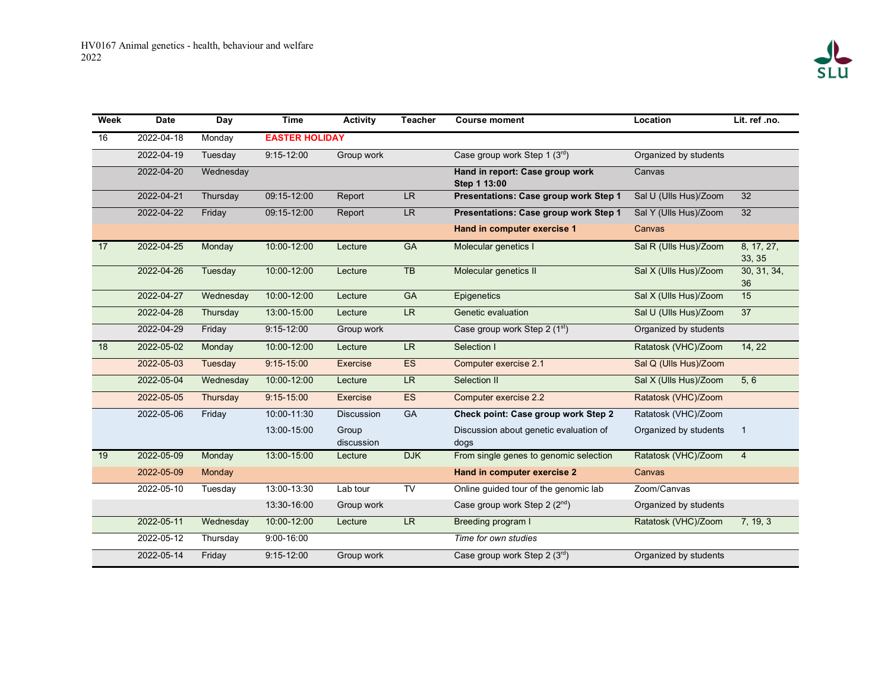HV0167 Animal genetics - health, behaviour and welfare
2022

| Week | Date | Day | Time | Activity | Teacher | Course moment | Location | Lit. ref .no. |
|---|---|---|---|---|---|---|---|---|
| 16 | 2022-04-18 | Monday | **EASTER HOLIDAY** | | | | | |
| | 2022-04-19 | Tuesday | 9:15-12:00 | Group work | | Case group work Step 1 (3rd) | Organized by students | |
| | 2022-04-20 | Wednesday | | | | **Hand in report: Case group work Step 1 13:00** | Canvas | |
| | 2022-04-21 | Thursday | 09:15-12:00 | Report | LR | **Presentations: Case group work Step 1** | Sal U (Ulls Hus)/Zoom | 32 |
| | 2022-04-22 | Friday | 09:15-12:00 | Report | LR | **Presentations: Case group work Step 1** | Sal Y (Ulls Hus)/Zoom | 32 |
| | | | | | | **Hand in computer exercise 1** | Canvas | |
| 17 | 2022-04-25 | Monday | 10:00-12:00 | Lecture | GA | Molecular genetics I | Sal R (Ulls Hus)/Zoom | 8, 17, 27, 33, 35 |
| | 2022-04-26 | Tuesday | 10:00-12:00 | Lecture | TB | Molecular genetics II | Sal X (Ulls Hus)/Zoom | 30, 31, 34, 36 |
| | 2022-04-27 | Wednesday | 10:00-12:00 | Lecture | GA | Epigenetics | Sal X (Ulls Hus)/Zoom | 15 |
| | 2022-04-28 | Thursday | 13:00-15:00 | Lecture | LR | Genetic evaluation | Sal U (Ulls Hus)/Zoom | 37 |
| | 2022-04-29 | Friday | 9:15-12:00 | Group work | | Case group work Step 2 (1st) | Organized by students | |
| 18 | 2022-05-02 | Monday | 10:00-12:00 | Lecture | LR | Selection I | Ratatosk (VHC)/Zoom | 14, 22 |
| | 2022-05-03 | Tuesday | 9:15-15:00 | Exercise | ES | Computer exercise 2.1 | Sal Q (Ulls Hus)/Zoom | |
| | 2022-05-04 | Wednesday | 10:00-12:00 | Lecture | LR | Selection II | Sal X (Ulls Hus)/Zoom | 5, 6 |
| | 2022-05-05 | Thursday | 9:15-15:00 | Exercise | ES | Computer exercise 2.2 | Ratatosk (VHC)/Zoom | |
| | 2022-05-06 | Friday | 10:00-11:30 | Discussion | GA | **Check point: Case group work Step 2** | Ratatosk (VHC)/Zoom | |
| | | | 13:00-15:00 | Group discussion | | Discussion about genetic evaluation of dogs | Organized by students | 1 |
| 19 | 2022-05-09 | Monday | 13:00-15:00 | Lecture | DJK | From single genes to genomic selection | Ratatosk (VHC)/Zoom | 4 |
| | 2022-05-09 | Monday | | | | **Hand in computer exercise 2** | Canvas | |
| | 2022-05-10 | Tuesday | 13:00-13:30 | Lab tour | TV | Online guided tour of the genomic lab | Zoom/Canvas | |
| | | | 13:30-16:00 | Group work | | Case group work Step 2 (2nd) | Organized by students | |
| | 2022-05-11 | Wednesday | 10:00-12:00 | Lecture | LR | Breeding program I | Ratatosk (VHC)/Zoom | 7, 19, 3 |
| | 2022-05-12 | Thursday | 9:00-16:00 | | | *Time for own studies* | | |
| | 2022-05-14 | Friday | 9:15-12:00 | Group work | | Case group work Step 2 (3rd) | Organized by students | |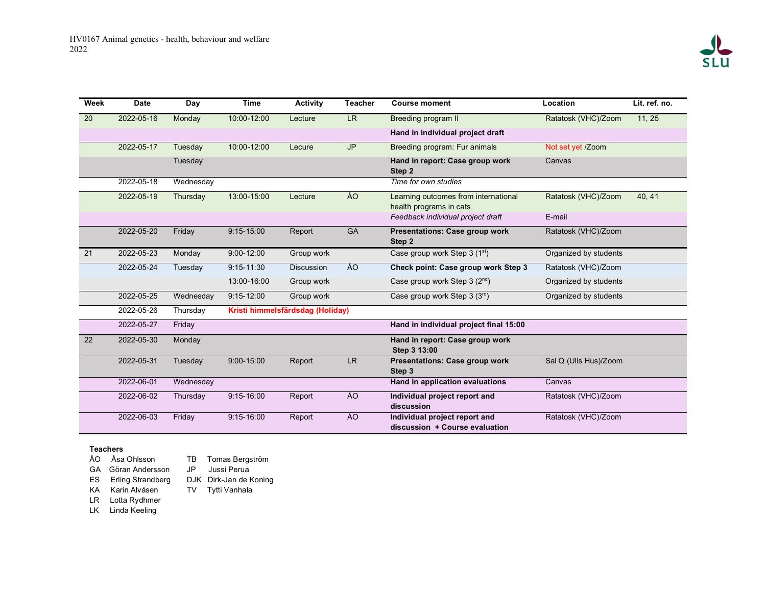HV0167 Animal genetics - health, behaviour and welfare
2022

| Week | Date | Day | Time | Activity | Teacher | Course moment | Location | Lit. ref. no. |
|---|---|---|---|---|---|---|---|---|
| 20 | 2022-05-16 | Monday | 10:00-12:00 | Lecture | LR | Breeding program II | Ratatosk (VHC)/Zoom | 11, 25 |
| | | | | | | **Hand in individual project draft** | | |
| | 2022-05-17 | Tuesday | 10:00-12:00 | Lecure | JP | Breeding program: Fur animals | Not set yet /Zoom | |
| | | Tuesday | | | | **Hand in report: Case group work Step 2** | Canvas | |
| | 2022-05-18 | Wednesday | | | | *Time for own studies* | | |
| | 2022-05-19 | Thursday | 13:00-15:00 | Lecture | ÅO | Learning outcomes from international health programs in cats | Ratatosk (VHC)/Zoom | 40, 41 |
| | | | | | | *Feedback individual project draft* | E-mail | |
| | 2022-05-20 | Friday | 9:15-15:00 | Report | GA | **Presentations: Case group work Step 2** | Ratatosk (VHC)/Zoom | |
| 21 | 2022-05-23 | Monday | 9:00-12:00 | Group work | | Case group work Step 3 (1st) | Organized by students | |
| | 2022-05-24 | Tuesday | 9:15-11:30 | Discussion | ÅO | **Check point: Case group work Step 3** | Ratatosk (VHC)/Zoom | |
| | | | 13:00-16:00 | Group work | | Case group work Step 3 (2nd) | Organized by students | |
| | 2022-05-25 | Wednesday | 9:15-12:00 | Group work | | Case group work Step 3 (3rd) | Organized by students | |
| | 2022-05-26 | Thursday | **Kristi himmelsfärdsdag (Holiday)** | | | | | |
| | 2022-05-27 | Friday | | | | **Hand in individual project final 15:00** | | |
| 22 | 2022-05-30 | Monday | | | | **Hand in report: Case group work Step 3 13:00** | | |
| | 2022-05-31 | Tuesday | 9:00-15:00 | Report | LR | **Presentations: Case group work Step 3** | Sal Q (Ulls Hus)/Zoom | |
| | 2022-06-01 | Wednesday | | | | **Hand in application evaluations** | Canvas | |
| | 2022-06-02 | Thursday | 9:15-16:00 | Report | ÅO | **Individual project report and discussion** | Ratatosk (VHC)/Zoom | |
| | 2022-06-03 | Friday | 9:15-16:00 | Report | ÅO | **Individual project report and discussion + Course evaluation** | Ratatosk (VHC)/Zoom | |

**Teachers**

| | | | |
|---|---|---|---|
| ÅO | Åsa Ohlsson | TB | Tomas Bergström |
| GA | Göran Andersson | JP | Jussi Perua |
| ES | Erling Strandberg | DJK | Dirk-Jan de Koning |
| KA | Karin Alvåsen | TV | Tytti Vanhala |
| LR | Lotta Rydhmer | | |
| LK | Linda Keeling | | |